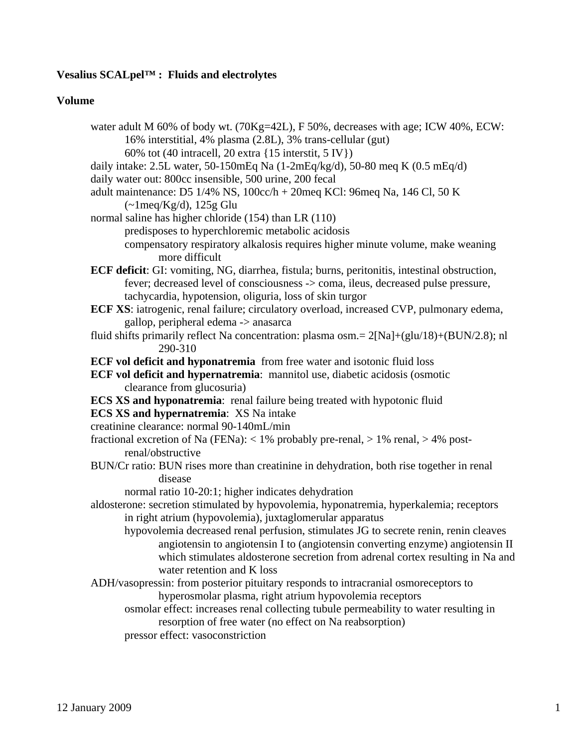**Vesalius SCALpel™ : Fluids and electrolytes**

**Volume**

- water adult M 60% of body wt. (70Kg=42L), F 50%, decreases with age; ICW 40%, ECW: 16% interstitial, 4% plasma (2.8L), 3% trans-cellular (gut)
  - 60% tot (40 intracell, 20 extra {15 interstit, 5 IV})
- daily intake: 2.5L water, 50-150mEq Na (1-2mEq/kg/d), 50-80 meq K (0.5 mEq/d)
- daily water out: 800cc insensible, 500 urine, 200 fecal
- adult maintenance: D5 1/4% NS, 100cc/h + 20meq KCl: 96meq Na, 146 Cl, 50 K (~1meq/Kg/d), 125g Glu
- normal saline has higher chloride (154) than LR (110)
  - predisposes to hyperchloremic metabolic acidosis
  - compensatory respiratory alkalosis requires higher minute volume, make weaning more difficult
- **ECF deficit**: GI: vomiting, NG, diarrhea, fistula; burns, peritonitis, intestinal obstruction, fever; decreased level of consciousness -> coma, ileus, decreased pulse pressure, tachycardia, hypotension, oliguria, loss of skin turgor
- **ECF XS**: iatrogenic, renal failure; circulatory overload, increased CVP, pulmonary edema, gallop, peripheral edema -> anasarca
- fluid shifts primarily reflect Na concentration: plasma osm.= 2[Na]+(glu/18)+(BUN/2.8); nl 290-310
- **ECF vol deficit and hyponatremia** from free water and isotonic fluid loss
- **ECF vol deficit and hypernatremia**: mannitol use, diabetic acidosis (osmotic clearance from glucosuria)
- **ECS XS and hyponatremia**: renal failure being treated with hypotonic fluid
- **ECS XS and hypernatremia**: XS Na intake
- creatinine clearance: normal 90-140mL/min
- fractional excretion of Na (FENa): < 1% probably pre-renal, > 1% renal, > 4% post-renal/obstructive
- BUN/Cr ratio: BUN rises more than creatinine in dehydration, both rise together in renal disease
  - normal ratio 10-20:1; higher indicates dehydration
- aldosterone: secretion stimulated by hypovolemia, hyponatremia, hyperkalemia; receptors in right atrium (hypovolemia), juxtaglomerular apparatus
  - hypovolemia decreased renal perfusion, stimulates JG to secrete renin, renin cleaves angiotensin to angiotensin I to (angiotensin converting enzyme) angiotensin II which stimulates aldosterone secretion from adrenal cortex resulting in Na and water retention and K loss
- ADH/vasopressin: from posterior pituitary responds to intracranial osmoreceptors to hyperosmolar plasma, right atrium hypovolemia receptors
  - osmolar effect: increases renal collecting tubule permeability to water resulting in resorption of free water (no effect on Na reabsorption)
  - pressor effect: vasoconstriction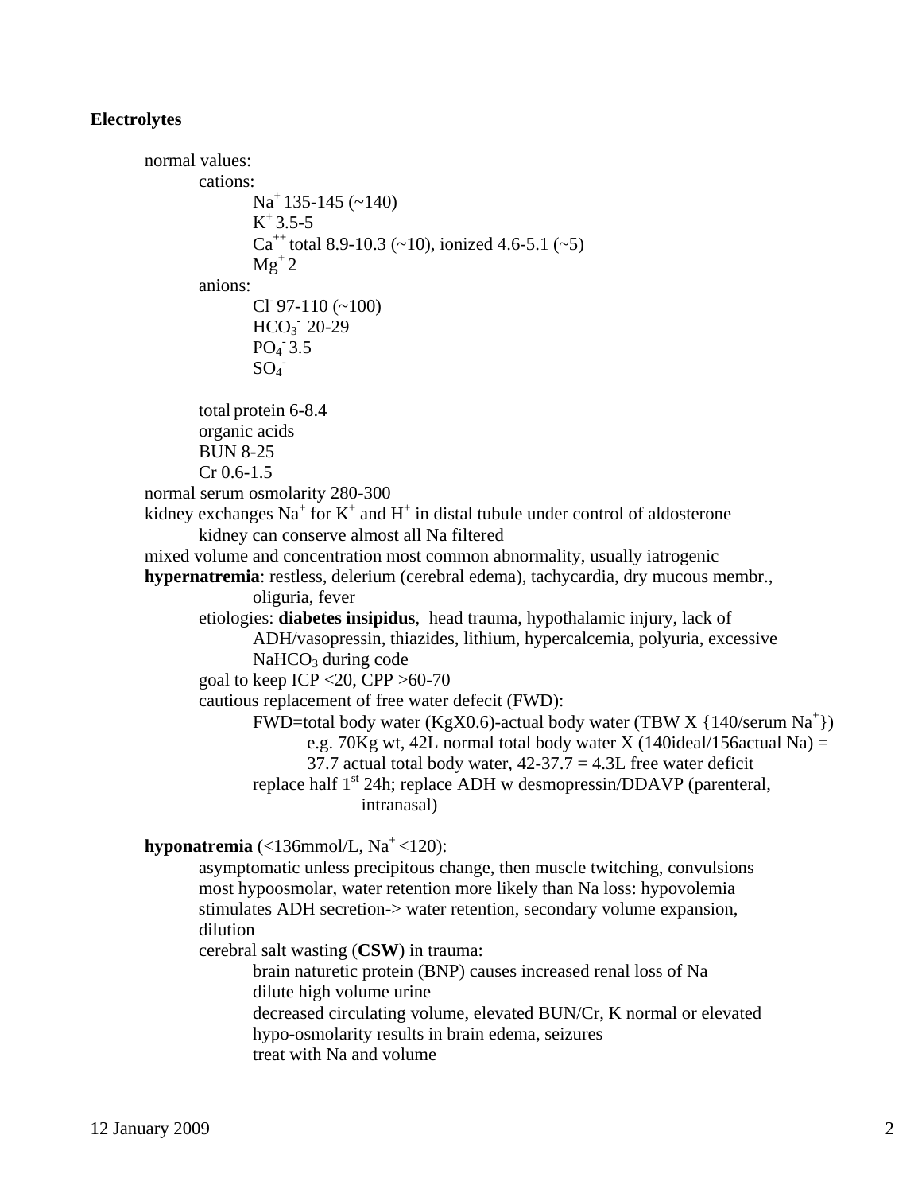**Electrolytes**

- normal values:
  - cations:
    - $Na^+$ 135-145 (~140)
    - $K^+$ 3.5-5
    - $Ca^{++}$ total 8.9-10.3 (~10), ionized 4.6-5.1 (~5)
    - $Mg^+$ 2
  - anions:
    - $Cl^-$ 97-110 (~100)
    - $HCO_3^-$ 20-29
    - $PO_4^-$ 3.5
    - $SO_4^-$
  - total protein 6-8.4
  - organic acids
  - BUN 8-25
  - Cr 0.6-1.5
- normal serum osmolarity 280-300
- kidney exchanges $Na^+$ for $K^+$ and $H^+$ in distal tubule under control of aldosterone
  - kidney can conserve almost all Na filtered
- mixed volume and concentration most common abnormality, usually iatrogenic
- **hypernatremia**: restless, delerium (cerebral edema), tachycardia, dry mucous membr., oliguria, fever
  - etiologies: **diabetes insipidus**, head trauma, hypothalamic injury, lack of ADH/vasopressin, thiazides, lithium, hypercalcemia, polyuria, excessive $NaHCO_3$ during code
  - goal to keep ICP <20, CPP >60-70
  - cautious replacement of free water defecit (FWD):
    - FWD=total body water (KgX0.6)-actual body water (TBW X {140/serum $Na^+$})
      - e.g. 70Kg wt, 42L normal total body water X (140ideal/156actual Na) = 37.7 actual total body water, 42-37.7 = 4.3L free water deficit
    - replace half 1st 24h; replace ADH w desmopressin/DDAVP (parenteral, intranasal)

- **hyponatremia** (<136mmol/L, $Na^+$ <120):
  - asymptomatic unless precipitous change, then muscle twitching, convulsions
  - most hypoosmolar, water retention more likely than Na loss: hypovolemia stimulates ADH secretion-> water retention, secondary volume expansion, dilution
  - cerebral salt wasting (**CSW**) in trauma:
    - brain naturetic protein (BNP) causes increased renal loss of Na
    - dilute high volume urine
    - decreased circulating volume, elevated BUN/Cr, K normal or elevated
    - hypo-osmolarity results in brain edema, seizures
    - treat with Na and volume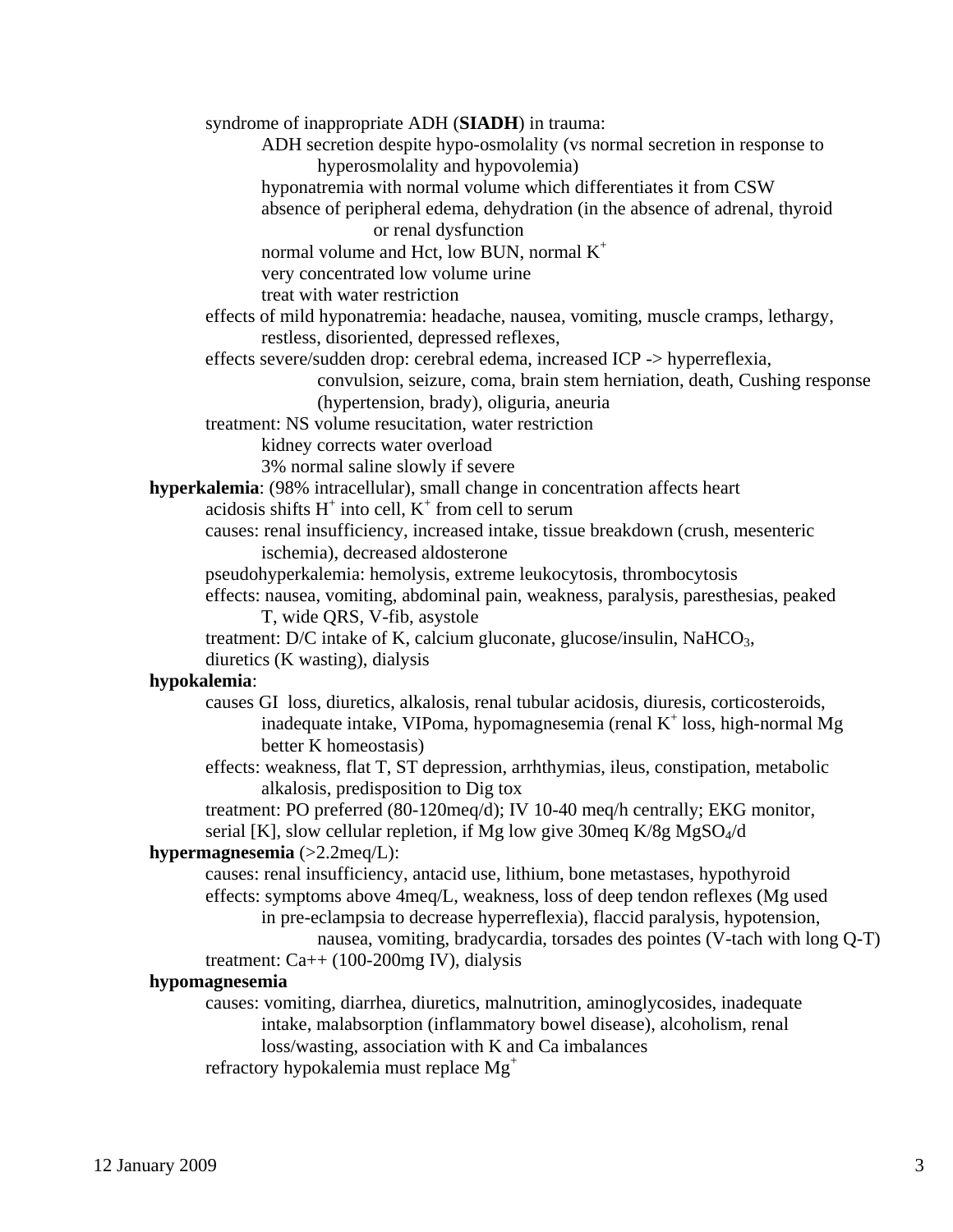- syndrome of inappropriate ADH (**SIADH**) in trauma:
  - ADH secretion despite hypo-osmolality (vs normal secretion in response to hyperosmolality and hypovolemia)
  - hyponatremia with normal volume which differentiates it from CSW
  - absence of peripheral edema, dehydration (in the absence of adrenal, thyroid or renal dysfunction
  - normal volume and Hct, low BUN, normal $K^+$
  - very concentrated low volume urine
  - treat with water restriction
- effects of mild hyponatremia: headache, nausea, vomiting, muscle cramps, lethargy, restless, disoriented, depressed reflexes,
- effects severe/sudden drop: cerebral edema, increased ICP -> hyperreflexia, convulsion, seizure, coma, brain stem herniation, death, Cushing response (hypertension, brady), oliguria, aneuria
- treatment: NS volume resucitation, water restriction
  - kidney corrects water overload
  - 3% normal saline slowly if severe

**hyperkalemia**: (98% intracellular), small change in concentration affects heart
- acidosis shifts $H^+$ into cell, $K^+$ from cell to serum
- causes: renal insufficiency, increased intake, tissue breakdown (crush, mesenteric ischemia), decreased aldosterone
- pseudohyperkalemia: hemolysis, extreme leukocytosis, thrombocytosis
- effects: nausea, vomiting, abdominal pain, weakness, paralysis, paresthesias, peaked T, wide QRS, V-fib, asystole
- treatment: D/C intake of K, calcium gluconate, glucose/insulin, $NaHCO_3$, diuretics (K wasting), dialysis

**hypokalemia**:
- causes GI loss, diuretics, alkalosis, renal tubular acidosis, diuresis, corticosteroids, inadequate intake, VIPoma, hypomagnesemia (renal $K^+$ loss, high-normal Mg better K homeostasis)
- effects: weakness, flat T, ST depression, arrhthymias, ileus, constipation, metabolic alkalosis, predisposition to Dig tox
- treatment: PO preferred (80-120meq/d); IV 10-40 meq/h centrally; EKG monitor, serial [K], slow cellular repletion, if Mg low give 30meq K/8g $MgSO_4$/d

**hypermagnesemia** (>2.2meq/L):
- causes: renal insufficiency, antacid use, lithium, bone metastases, hypothyroid
- effects: symptoms above 4meq/L, weakness, loss of deep tendon reflexes (Mg used in pre-eclampsia to decrease hyperreflexia), flaccid paralysis, hypotension, nausea, vomiting, bradycardia, torsades des pointes (V-tach with long Q-T)
- treatment: Ca++ (100-200mg IV), dialysis

**hypomagnesemia**
- causes: vomiting, diarrhea, diuretics, malnutrition, aminoglycosides, inadequate intake, malabsorption (inflammatory bowel disease), alcoholism, renal loss/wasting, association with K and Ca imbalances
- refractory hypokalemia must replace $Mg^+$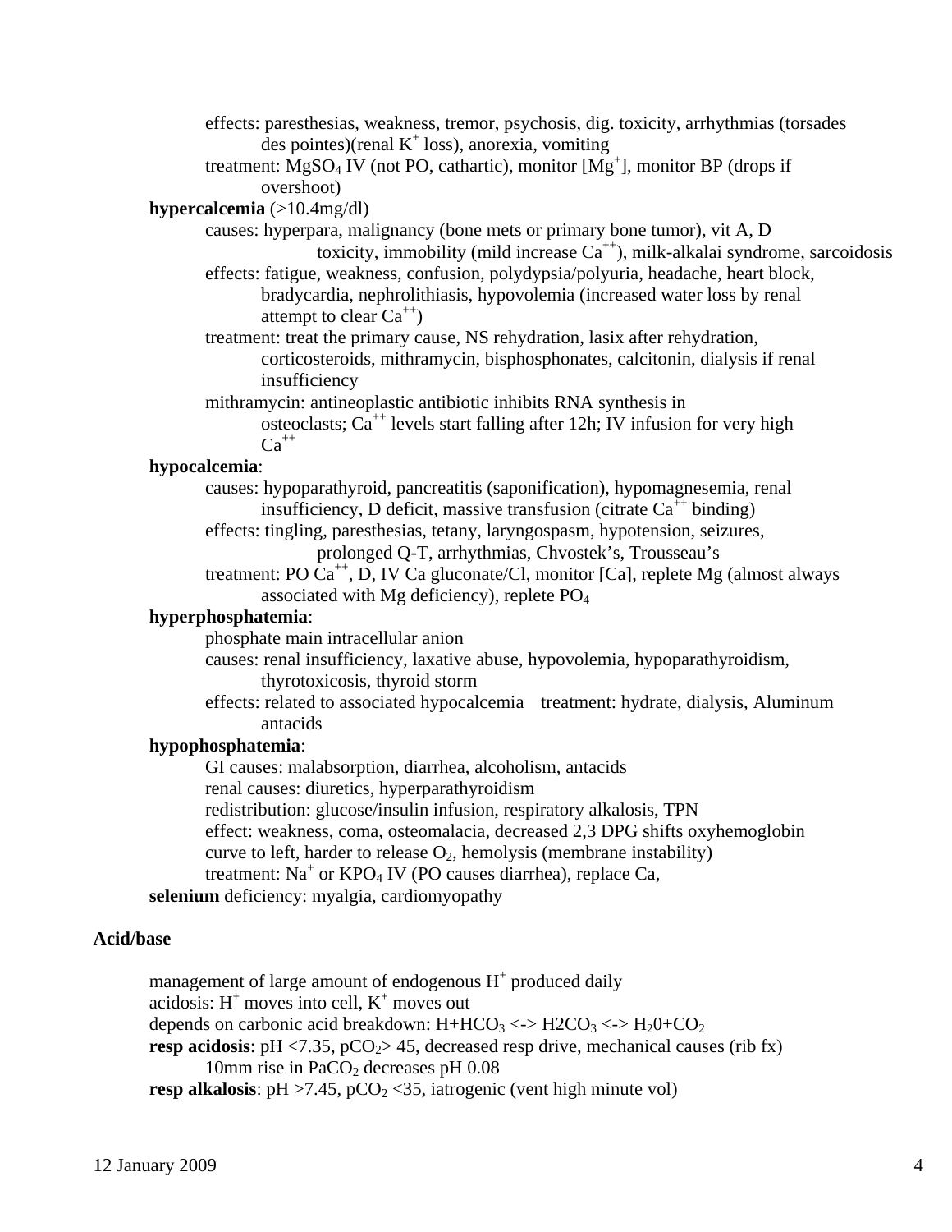effects: paresthesias, weakness, tremor, psychosis, dig. toxicity, arrhythmias (torsades des pointes)(renal $K^+$ loss), anorexia, vomiting

treatment: $MgSO_4$ IV (not PO, cathartic), monitor [$Mg^+$], monitor BP (drops if overshoot)

**hypercalcemia** (>10.4mg/dl)

causes: hyperpara, malignancy (bone mets or primary bone tumor), vit A, D toxicity, immobility (mild increase $Ca^{++}$), milk-alkalai syndrome, sarcoidosis

effects: fatigue, weakness, confusion, polydypsia/polyuria, headache, heart block, bradycardia, nephrolithiasis, hypovolemia (increased water loss by renal attempt to clear $Ca^{++}$)

treatment: treat the primary cause, NS rehydration, lasix after rehydration, corticosteroids, mithramycin, bisphosphonates, calcitonin, dialysis if renal insufficiency

mithramycin: antineoplastic antibiotic inhibits RNA synthesis in osteoclasts; $Ca^{++}$ levels start falling after 12h; IV infusion for very high $Ca^{++}$

**hypocalcemia**:

causes: hypoparathyroid, pancreatitis (saponification), hypomagnesemia, renal insufficiency, D deficit, massive transfusion (citrate $Ca^{++}$ binding)

effects: tingling, paresthesias, tetany, laryngospasm, hypotension, seizures, prolonged Q-T, arrhythmias, Chvostek's, Trousseau's

treatment: PO $Ca^{++}$, D, IV Ca gluconate/Cl, monitor [Ca], replete Mg (almost always associated with Mg deficiency), replete $PO_4$

**hyperphosphatemia**:

phosphate main intracellular anion

causes: renal insufficiency, laxative abuse, hypovolemia, hypoparathyroidism, thyrotoxicosis, thyroid storm

effects: related to associated hypocalcemia treatment: hydrate, dialysis, Aluminum antacids

**hypophosphatemia**:

GI causes: malabsorption, diarrhea, alcoholism, antacids

renal causes: diuretics, hyperparathyroidism

redistribution: glucose/insulin infusion, respiratory alkalosis, TPN

effect: weakness, coma, osteomalacia, decreased 2,3 DPG shifts oxyhemoglobin curve to left, harder to release $O_2$, hemolysis (membrane instability)

treatment: $Na^+$ or $KPO_4$ IV (PO causes diarrhea), replace Ca,

**selenium** deficiency: myalgia, cardiomyopathy

## Acid/base

management of large amount of endogenous $H^+$ produced daily

acidosis: $H^+$ moves into cell, $K^+$ moves out

depends on carbonic acid breakdown: $H+HCO_3$ <-> H2CO$_3$ <-> $H_20+CO_2$

**resp acidosis**: pH <7.35, $pCO_2$> 45, decreased resp drive, mechanical causes (rib fx)

10mm rise in $PaCO_2$ decreases pH 0.08

**resp alkalosis**: pH >7.45, $pCO_2$ <35, iatrogenic (vent high minute vol)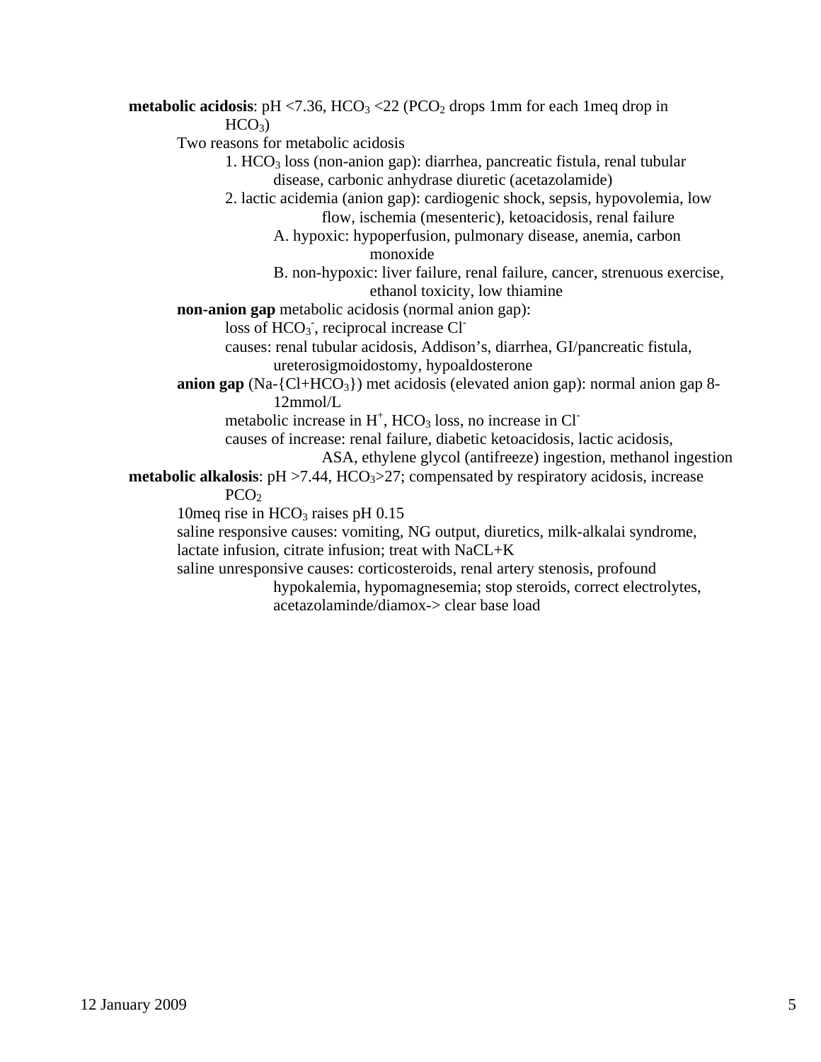**metabolic acidosis**: pH <7.36, $HCO_3$ <22 ($PCO_2$ drops 1mm for each 1meq drop in $HCO_3$)

- Two reasons for metabolic acidosis
  1. $HCO_3$ loss (non-anion gap): diarrhea, pancreatic fistula, renal tubular disease, carbonic anhydrase diuretic (acetazolamide)
  2. lactic acidemia (anion gap): cardiogenic shock, sepsis, hypovolemia, low flow, ischemia (mesenteric), ketoacidosis, renal failure
     - A. hypoxic: hypoperfusion, pulmonary disease, anemia, carbon monoxide
     - B. non-hypoxic: liver failure, renal failure, cancer, strenuous exercise, ethanol toxicity, low thiamine
- **non-anion gap** metabolic acidosis (normal anion gap):
  - loss of $HCO_3^-$, reciprocal increase $Cl^-$
  - causes: renal tubular acidosis, Addison's, diarrhea, GI/pancreatic fistula, ureterosigmoidostomy, hypoaldosterone
- **anion gap** (Na-{Cl+$HCO_3$}) met acidosis (elevated anion gap): normal anion gap 8-12mmol/L
  - metabolic increase in $H^+$, $HCO_3$ loss, no increase in $Cl^-$
  - causes of increase: renal failure, diabetic ketoacidosis, lactic acidosis, ASA, ethylene glycol (antifreeze) ingestion, methanol ingestion

**metabolic alkalosis**: pH >7.44, $HCO_3$>27; compensated by respiratory acidosis, increase $PCO_2$

- 10meq rise in $HCO_3$ raises pH 0.15
- saline responsive causes: vomiting, NG output, diuretics, milk-alkalai syndrome, lactate infusion, citrate infusion; treat with NaCL+K
- saline unresponsive causes: corticosteroids, renal artery stenosis, profound hypokalemia, hypomagnesemia; stop steroids, correct electrolytes, acetazolaminde/diamox-> clear base load